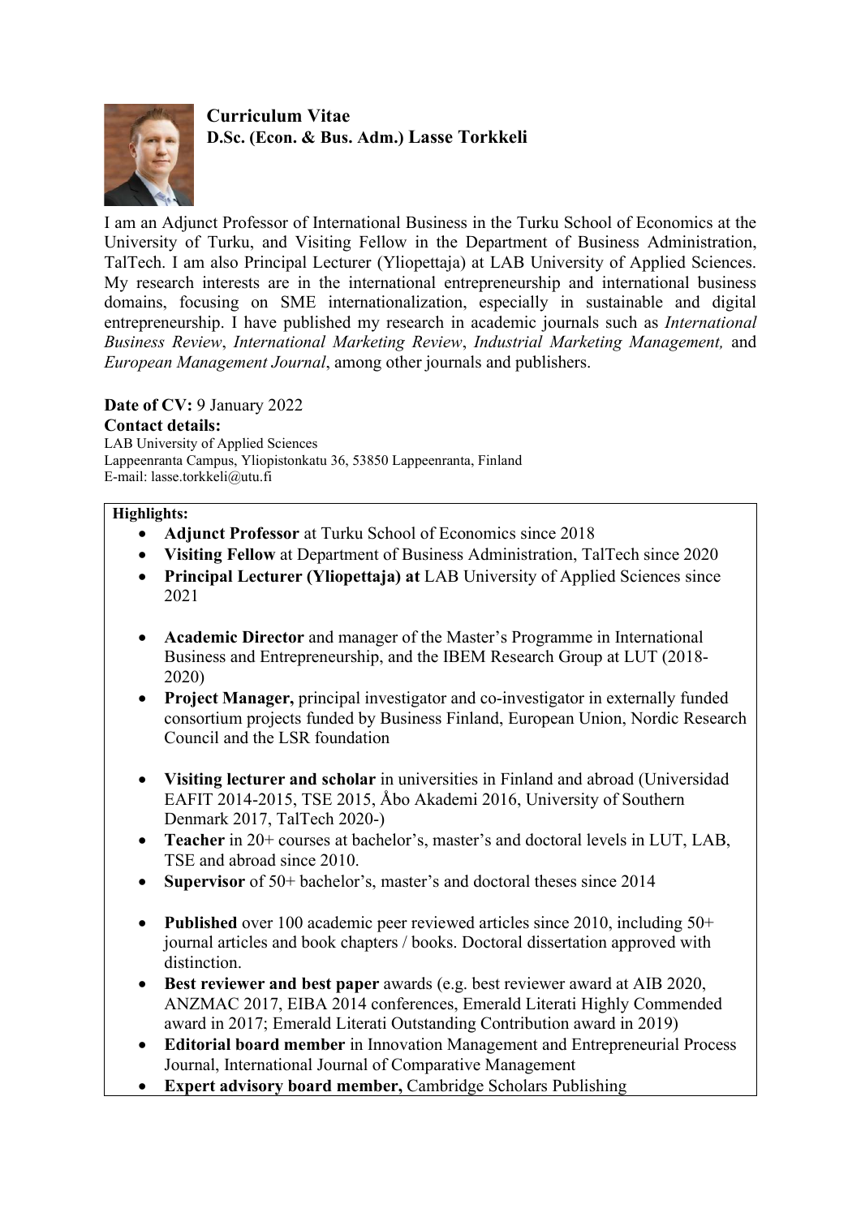# Curriculum Vitae
## D.Sc. (Econ. & Bus. Adm.) Lasse Torkkeli

I am an Adjunct Professor of International Business in the Turku School of Economics at the University of Turku, and Visiting Fellow in the Department of Business Administration, TalTech. I am also Principal Lecturer (Yliopettaja) at LAB University of Applied Sciences. My research interests are in the international entrepreneurship and international business domains, focusing on SME internationalization, especially in sustainable and digital entrepreneurship. I have published my research in academic journals such as *International Business Review*, *International Marketing Review*, *Industrial Marketing Management,* and *European Management Journal*, among other journals and publishers.

**Date of CV:** 9 January 2022
**Contact details:**
LAB University of Applied Sciences
Lappeenranta Campus, Yliopistonkatu 36, 53850 Lappeenranta, Finland
E-mail: lasse.torkkeli@utu.fi

**Highlights:**

- **Adjunct Professor** at Turku School of Economics since 2018
- **Visiting Fellow** at Department of Business Administration, TalTech since 2020
- **Principal Lecturer (Yliopettaja) at** LAB University of Applied Sciences since 2021

- **Academic Director** and manager of the Master's Programme in International Business and Entrepreneurship, and the IBEM Research Group at LUT (2018-2020)
- **Project Manager,** principal investigator and co-investigator in externally funded consortium projects funded by Business Finland, European Union, Nordic Research Council and the LSR foundation

- **Visiting lecturer and scholar** in universities in Finland and abroad (Universidad EAFIT 2014-2015, TSE 2015, Åbo Akademi 2016, University of Southern Denmark 2017, TalTech 2020-)
- **Teacher** in 20+ courses at bachelor's, master's and doctoral levels in LUT, LAB, TSE and abroad since 2010.
- **Supervisor** of 50+ bachelor's, master's and doctoral theses since 2014

- **Published** over 100 academic peer reviewed articles since 2010, including 50+ journal articles and book chapters / books. Doctoral dissertation approved with distinction.
- **Best reviewer and best paper** awards (e.g. best reviewer award at AIB 2020, ANZMAC 2017, EIBA 2014 conferences, Emerald Literati Highly Commended award in 2017; Emerald Literati Outstanding Contribution award in 2019)
- **Editorial board member** in Innovation Management and Entrepreneurial Process Journal, International Journal of Comparative Management
- **Expert advisory board member,** Cambridge Scholars Publishing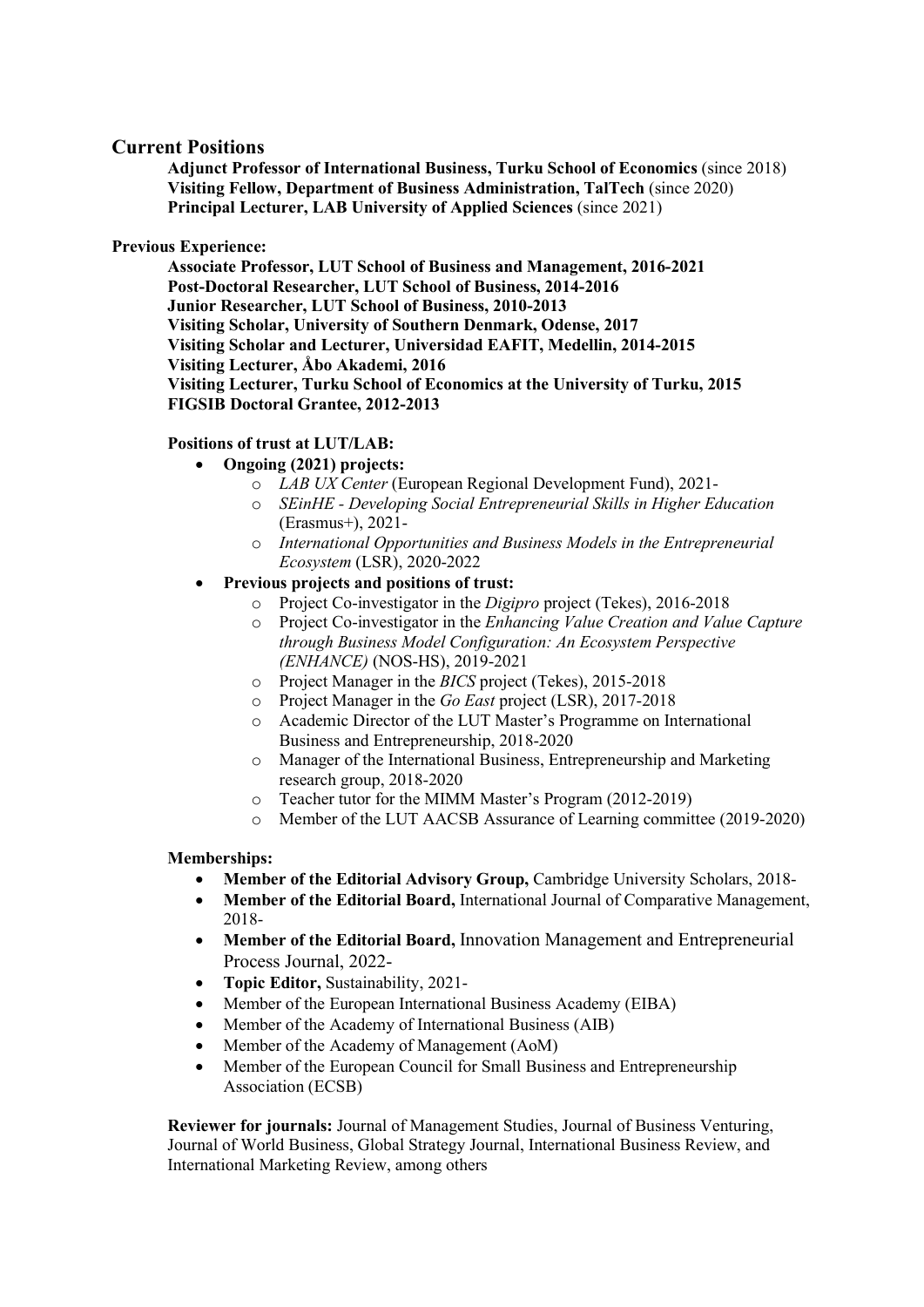## Current Positions

**Adjunct Professor of International Business, Turku School of Economics** (since 2018)
**Visiting Fellow, Department of Business Administration, TalTech** (since 2020)
**Principal Lecturer, LAB University of Applied Sciences** (since 2021)

**Previous Experience:**

**Associate Professor, LUT School of Business and Management, 2016-2021**
**Post-Doctoral Researcher, LUT School of Business, 2014-2016**
**Junior Researcher, LUT School of Business, 2010-2013**
**Visiting Scholar, University of Southern Denmark, Odense, 2017**
**Visiting Scholar and Lecturer, Universidad EAFIT, Medellin, 2014-2015**
**Visiting Lecturer, Åbo Akademi, 2016**
**Visiting Lecturer, Turku School of Economics at the University of Turku, 2015**
**FIGSIB Doctoral Grantee, 2012-2013**

**Positions of trust at LUT/LAB:**

- **Ongoing (2021) projects:**
  - *LAB UX Center* (European Regional Development Fund), 2021-
  - *SEinHE - Developing Social Entrepreneurial Skills in Higher Education* (Erasmus+), 2021-
  - *International Opportunities and Business Models in the Entrepreneurial Ecosystem* (LSR), 2020-2022
- **Previous projects and positions of trust:**
  - Project Co-investigator in the *Digipro* project (Tekes), 2016-2018
  - Project Co-investigator in the *Enhancing Value Creation and Value Capture through Business Model Configuration: An Ecosystem Perspective (ENHANCE)* (NOS-HS), 2019-2021
  - Project Manager in the *BICS* project (Tekes), 2015-2018
  - Project Manager in the *Go East* project (LSR), 2017-2018
  - Academic Director of the LUT Master's Programme on International Business and Entrepreneurship, 2018-2020
  - Manager of the International Business, Entrepreneurship and Marketing research group, 2018-2020
  - Teacher tutor for the MIMM Master's Program (2012-2019)
  - Member of the LUT AACSB Assurance of Learning committee (2019-2020)

**Memberships:**

- **Member of the Editorial Advisory Group,** Cambridge University Scholars, 2018-
- **Member of the Editorial Board,** International Journal of Comparative Management, 2018-
- **Member of the Editorial Board,** Innovation Management and Entrepreneurial Process Journal, 2022-
- **Topic Editor,** Sustainability, 2021-
- Member of the European International Business Academy (EIBA)
- Member of the Academy of International Business (AIB)
- Member of the Academy of Management (AoM)
- Member of the European Council for Small Business and Entrepreneurship Association (ECSB)

**Reviewer for journals:** Journal of Management Studies, Journal of Business Venturing, Journal of World Business, Global Strategy Journal, International Business Review, and International Marketing Review, among others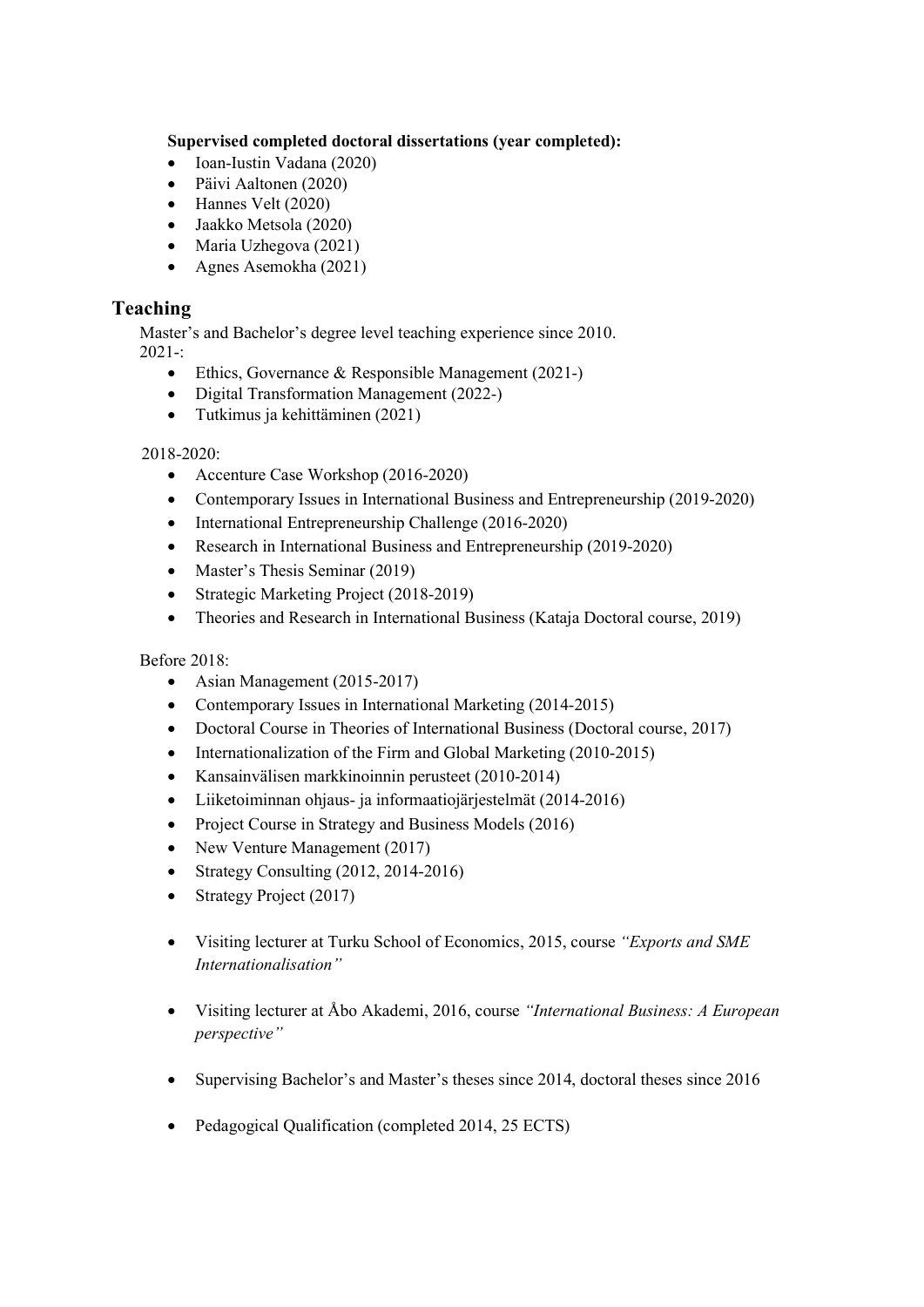**Supervised completed doctoral dissertations (year completed):**

- Ioan-Iustin Vadana (2020)
- Päivi Aaltonen (2020)
- Hannes Velt (2020)
- Jaakko Metsola (2020)
- Maria Uzhegova (2021)
- Agnes Asemokha (2021)

## Teaching

Master's and Bachelor's degree level teaching experience since 2010.

2021-:

- Ethics, Governance & Responsible Management (2021-)
- Digital Transformation Management (2022-)
- Tutkimus ja kehittäminen (2021)

2018-2020:

- Accenture Case Workshop (2016-2020)
- Contemporary Issues in International Business and Entrepreneurship (2019-2020)
- International Entrepreneurship Challenge (2016-2020)
- Research in International Business and Entrepreneurship (2019-2020)
- Master's Thesis Seminar (2019)
- Strategic Marketing Project (2018-2019)
- Theories and Research in International Business (Kataja Doctoral course, 2019)

Before 2018:

- Asian Management (2015-2017)
- Contemporary Issues in International Marketing (2014-2015)
- Doctoral Course in Theories of International Business (Doctoral course, 2017)
- Internationalization of the Firm and Global Marketing (2010-2015)
- Kansainvälisen markkinoinnin perusteet (2010-2014)
- Liiketoiminnan ohjaus- ja informaatiojärjestelmät (2014-2016)
- Project Course in Strategy and Business Models (2016)
- New Venture Management (2017)
- Strategy Consulting (2012, 2014-2016)
- Strategy Project (2017)

- Visiting lecturer at Turku School of Economics, 2015, course *"Exports and SME Internationalisation"*

- Visiting lecturer at Åbo Akademi, 2016, course *"International Business: A European perspective"*

- Supervising Bachelor's and Master's theses since 2014, doctoral theses since 2016

- Pedagogical Qualification (completed 2014, 25 ECTS)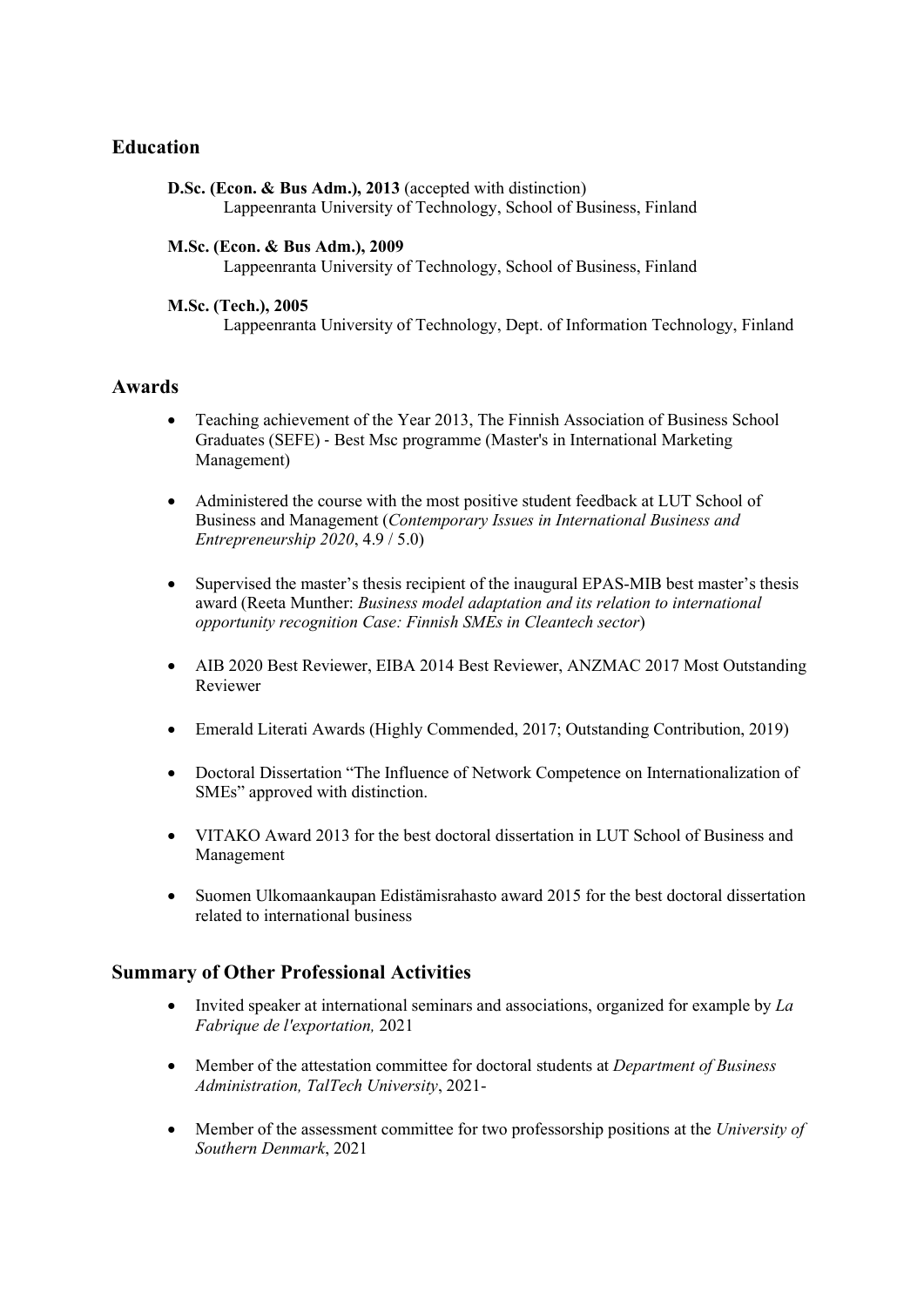## Education

**D.Sc. (Econ. & Bus Adm.), 2013** (accepted with distinction)
Lappeenranta University of Technology, School of Business, Finland

**M.Sc. (Econ. & Bus Adm.), 2009**
Lappeenranta University of Technology, School of Business, Finland

**M.Sc. (Tech.), 2005**
Lappeenranta University of Technology, Dept. of Information Technology, Finland

## Awards

- Teaching achievement of the Year 2013, The Finnish Association of Business School Graduates (SEFE) - Best Msc programme (Master's in International Marketing Management)
- Administered the course with the most positive student feedback at LUT School of Business and Management (*Contemporary Issues in International Business and Entrepreneurship 2020*, 4.9 / 5.0)
- Supervised the master's thesis recipient of the inaugural EPAS-MIB best master's thesis award (Reeta Munther: *Business model adaptation and its relation to international opportunity recognition Case: Finnish SMEs in Cleantech sector*)
- AIB 2020 Best Reviewer, EIBA 2014 Best Reviewer, ANZMAC 2017 Most Outstanding Reviewer
- Emerald Literati Awards (Highly Commended, 2017; Outstanding Contribution, 2019)
- Doctoral Dissertation "The Influence of Network Competence on Internationalization of SMEs" approved with distinction.
- VITAKO Award 2013 for the best doctoral dissertation in LUT School of Business and Management
- Suomen Ulkomaankaupan Edistämisrahasto award 2015 for the best doctoral dissertation related to international business

## Summary of Other Professional Activities

- Invited speaker at international seminars and associations, organized for example by *La Fabrique de l'exportation,* 2021
- Member of the attestation committee for doctoral students at *Department of Business Administration, TalTech University*, 2021-
- Member of the assessment committee for two professorship positions at the *University of Southern Denmark*, 2021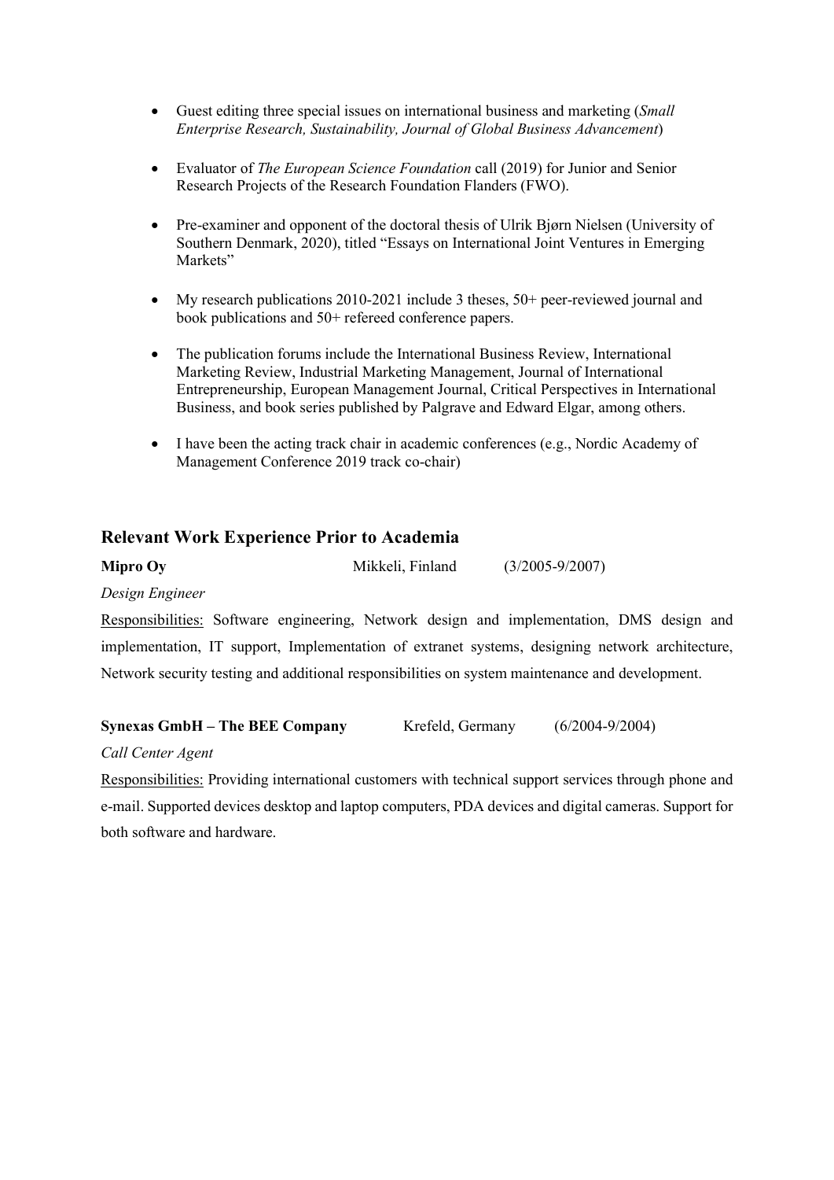- Guest editing three special issues on international business and marketing (*Small Enterprise Research, Sustainability, Journal of Global Business Advancement*)

- Evaluator of *The European Science Foundation* call (2019) for Junior and Senior Research Projects of the Research Foundation Flanders (FWO).

- Pre-examiner and opponent of the doctoral thesis of Ulrik Bjørn Nielsen (University of Southern Denmark, 2020), titled "Essays on International Joint Ventures in Emerging Markets"

- My research publications 2010-2021 include 3 theses, 50+ peer-reviewed journal and book publications and 50+ refereed conference papers.

- The publication forums include the International Business Review, International Marketing Review, Industrial Marketing Management, Journal of International Entrepreneurship, European Management Journal, Critical Perspectives in International Business, and book series published by Palgrave and Edward Elgar, among others.

- I have been the acting track chair in academic conferences (e.g., Nordic Academy of Management Conference 2019 track co-chair)

## Relevant Work Experience Prior to Academia

**Mipro Oy** Mikkeli, Finland (3/2005-9/2007)

*Design Engineer*

<u>Responsibilities:</u> Software engineering, Network design and implementation, DMS design and implementation, IT support, Implementation of extranet systems, designing network architecture, Network security testing and additional responsibilities on system maintenance and development.

**Synexas GmbH – The BEE Company** Krefeld, Germany (6/2004-9/2004)

*Call Center Agent*

<u>Responsibilities:</u> Providing international customers with technical support services through phone and e-mail. Supported devices desktop and laptop computers, PDA devices and digital cameras. Support for both software and hardware.